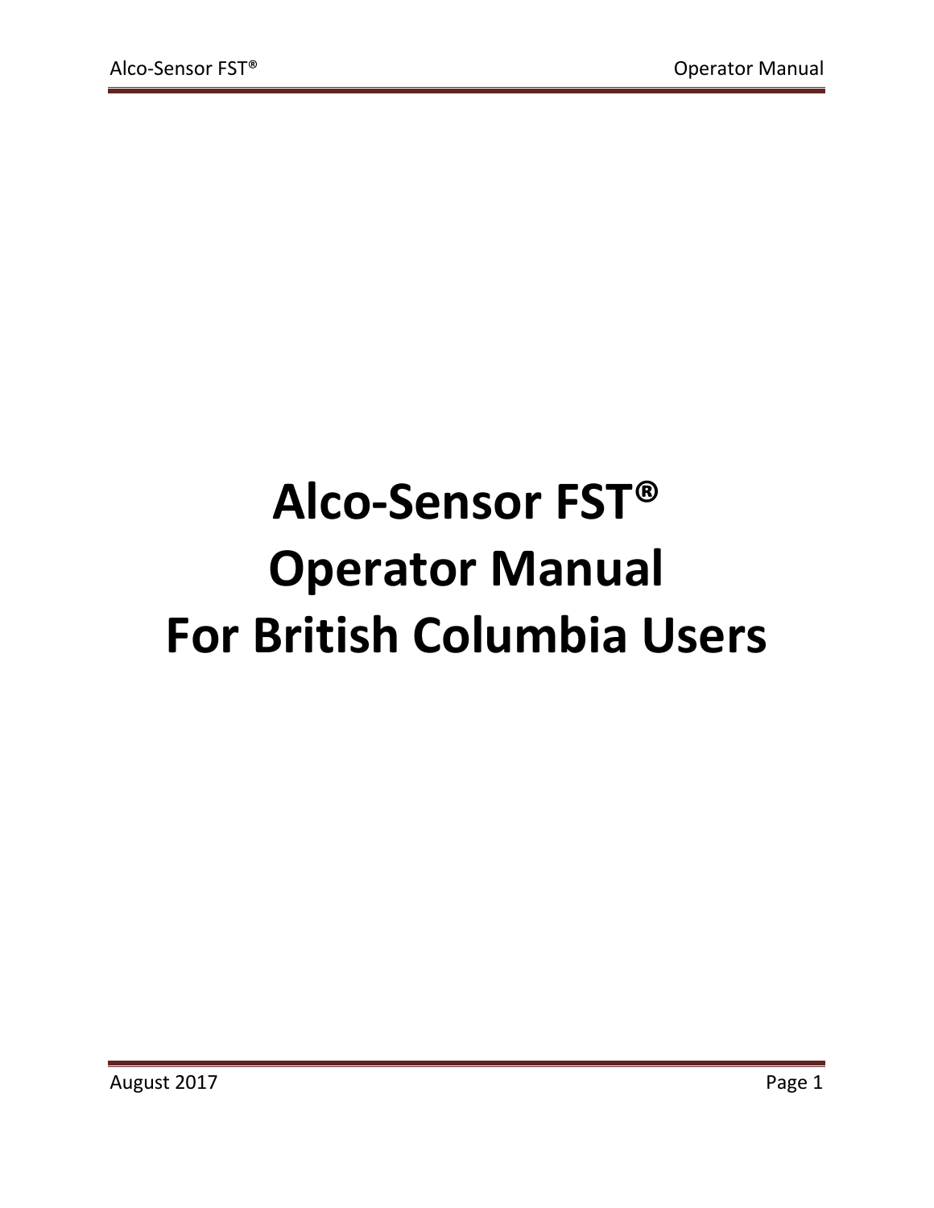# Alco-Sensor FST®
# Operator Manual
# For British Columbia Users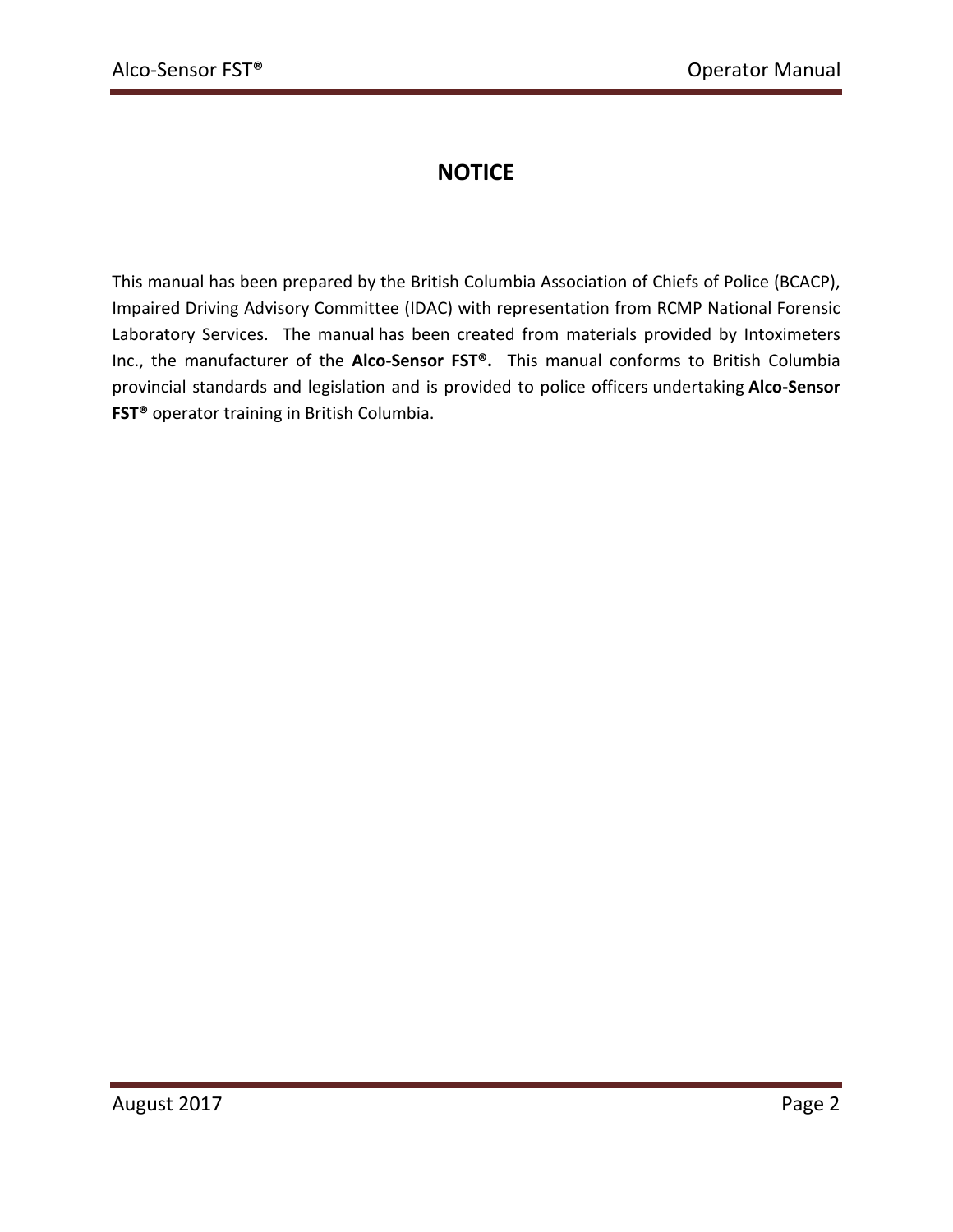# NOTICE

This manual has been prepared by the British Columbia Association of Chiefs of Police (BCACP), Impaired Driving Advisory Committee (IDAC) with representation from RCMP National Forensic Laboratory Services. The manual has been created from materials provided by Intoximeters Inc., the manufacturer of the **Alco-Sensor FST®.** This manual conforms to British Columbia provincial standards and legislation and is provided to police officers undertaking **Alco-Sensor FST®** operator training in British Columbia.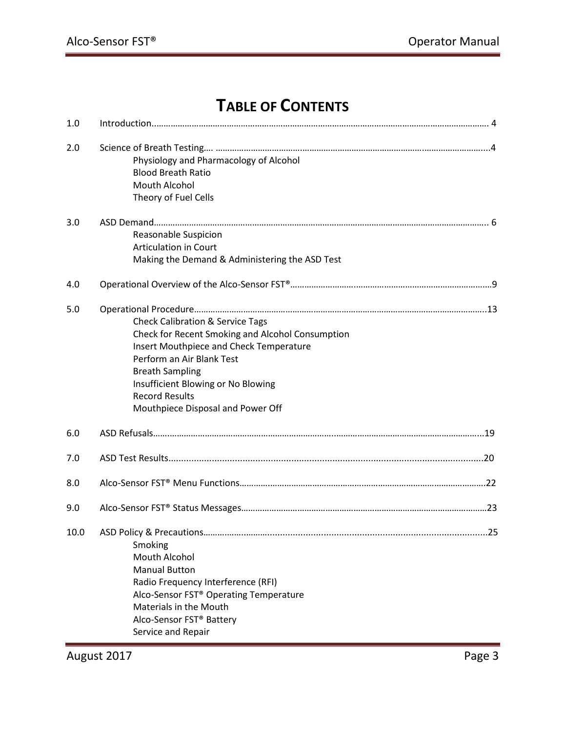# TABLE OF CONTENTS

1.0 Introduction................................................................................................................................. 4

2.0 Science of Breath Testing…. ......................................................................................................4
- Physiology and Pharmacology of Alcohol
- Blood Breath Ratio
- Mouth Alcohol
- Theory of Fuel Cells

3.0 ASD Demand................................................................................................................................. 6
- Reasonable Suspicion
- Articulation in Court
- Making the Demand & Administering the ASD Test

4.0 Operational Overview of the Alco-Sensor FST®.........................................................................9

5.0 Operational Procedure..............................................................................................................13
- Check Calibration & Service Tags
- Check for Recent Smoking and Alcohol Consumption
- Insert Mouthpiece and Check Temperature
- Perform an Air Blank Test
- Breath Sampling
- Insufficient Blowing or No Blowing
- Record Results
- Mouthpiece Disposal and Power Off

6.0 ASD Refusals..............................................................................................................................19

7.0 ASD Test Results.........................................................................................................................20

8.0 Alco-Sensor FST® Menu Functions............................................................................................22

9.0 Alco-Sensor FST® Status Messages...........................................................................................23

10.0 ASD Policy & Precautions.........................................................................................................25
- Smoking
- Mouth Alcohol
- Manual Button
- Radio Frequency Interference (RFI)
- Alco-Sensor FST® Operating Temperature
- Materials in the Mouth
- Alco-Sensor FST® Battery
- Service and Repair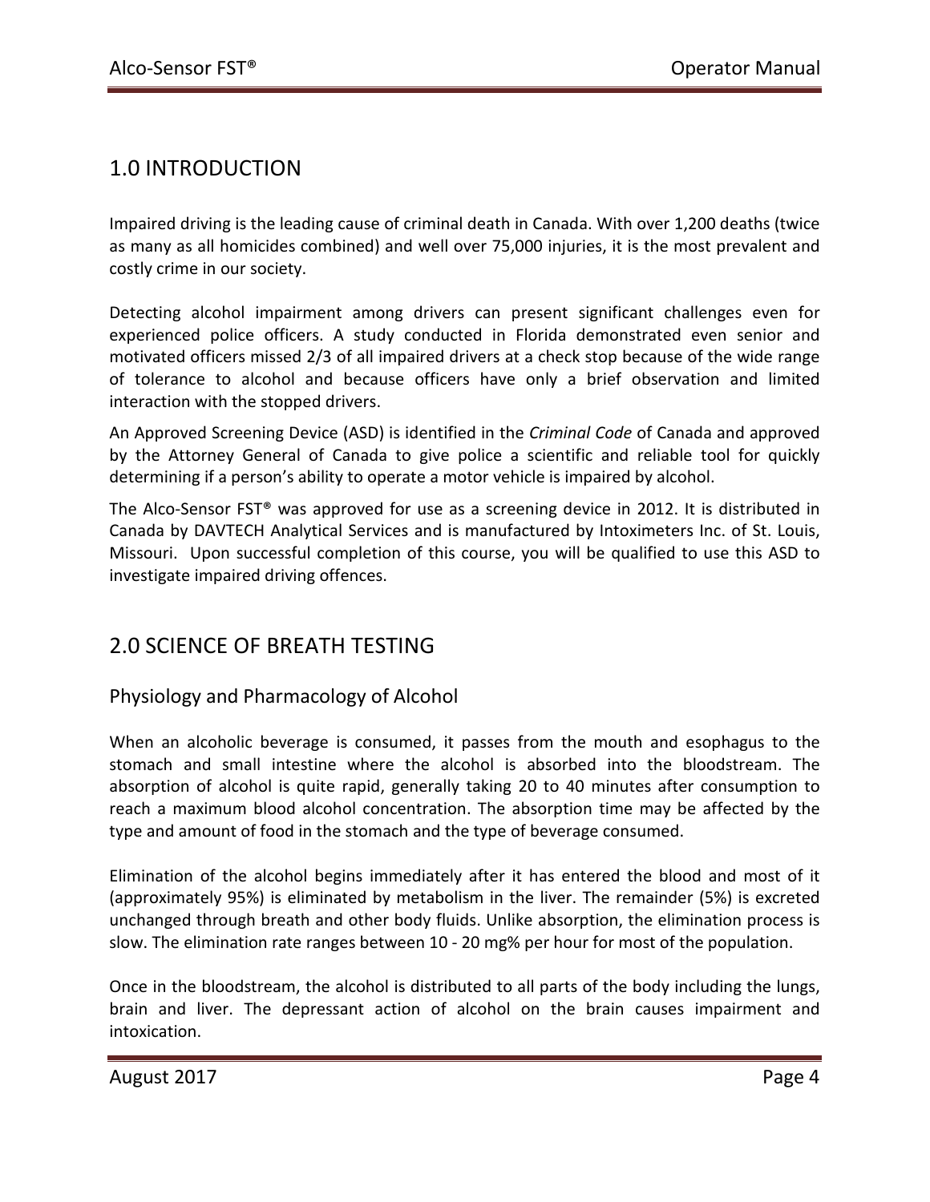## 1.0 INTRODUCTION

Impaired driving is the leading cause of criminal death in Canada. With over 1,200 deaths (twice as many as all homicides combined) and well over 75,000 injuries, it is the most prevalent and costly crime in our society.

Detecting alcohol impairment among drivers can present significant challenges even for experienced police officers. A study conducted in Florida demonstrated even senior and motivated officers missed 2/3 of all impaired drivers at a check stop because of the wide range of tolerance to alcohol and because officers have only a brief observation and limited interaction with the stopped drivers.

An Approved Screening Device (ASD) is identified in the *Criminal Code* of Canada and approved by the Attorney General of Canada to give police a scientific and reliable tool for quickly determining if a person's ability to operate a motor vehicle is impaired by alcohol.

The Alco-Sensor FST® was approved for use as a screening device in 2012. It is distributed in Canada by DAVTECH Analytical Services and is manufactured by Intoximeters Inc. of St. Louis, Missouri. Upon successful completion of this course, you will be qualified to use this ASD to investigate impaired driving offences.

## 2.0 SCIENCE OF BREATH TESTING

### Physiology and Pharmacology of Alcohol

When an alcoholic beverage is consumed, it passes from the mouth and esophagus to the stomach and small intestine where the alcohol is absorbed into the bloodstream. The absorption of alcohol is quite rapid, generally taking 20 to 40 minutes after consumption to reach a maximum blood alcohol concentration. The absorption time may be affected by the type and amount of food in the stomach and the type of beverage consumed.

Elimination of the alcohol begins immediately after it has entered the blood and most of it (approximately 95%) is eliminated by metabolism in the liver. The remainder (5%) is excreted unchanged through breath and other body fluids. Unlike absorption, the elimination process is slow. The elimination rate ranges between 10 - 20 mg% per hour for most of the population.

Once in the bloodstream, the alcohol is distributed to all parts of the body including the lungs, brain and liver. The depressant action of alcohol on the brain causes impairment and intoxication.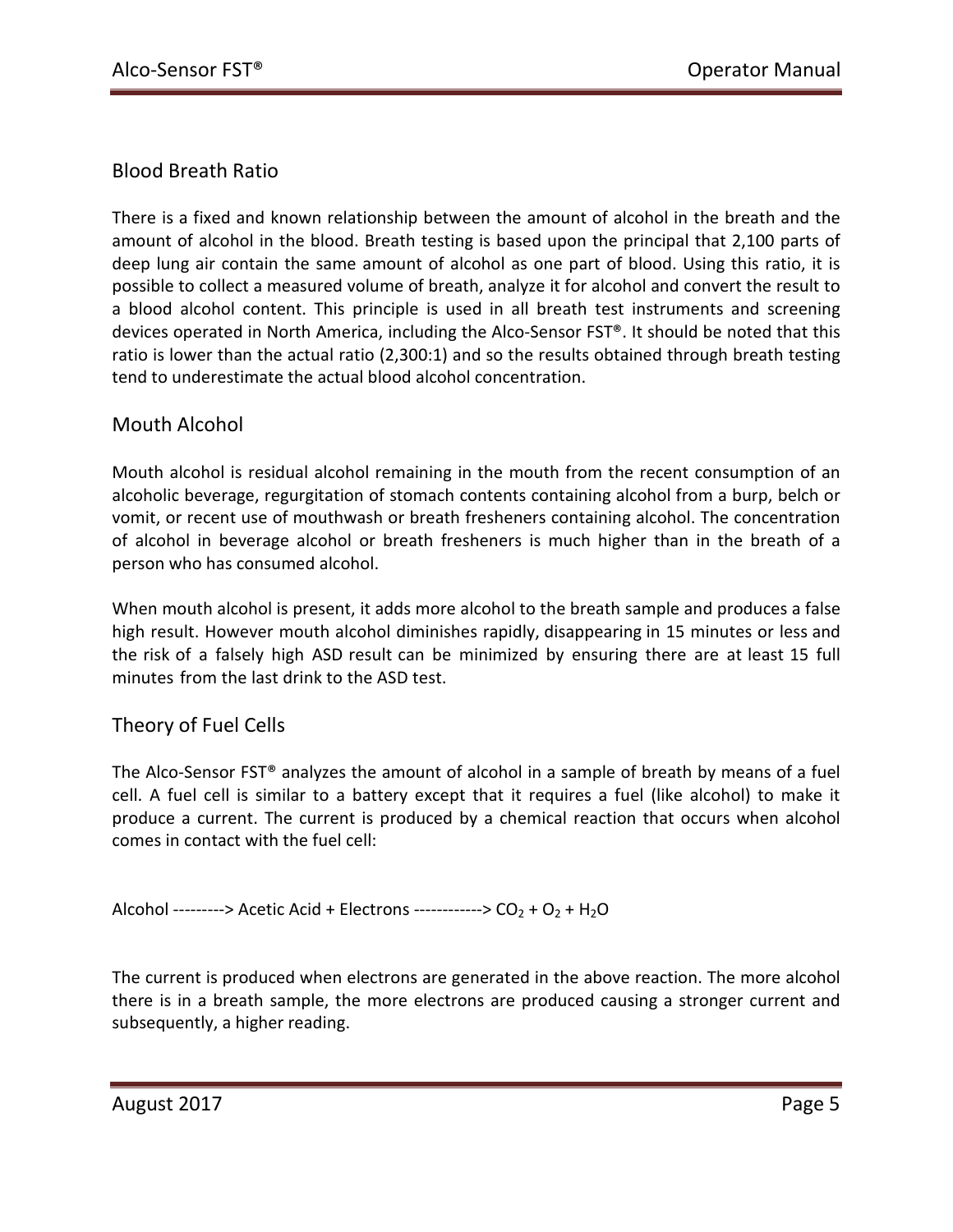## Blood Breath Ratio

There is a fixed and known relationship between the amount of alcohol in the breath and the amount of alcohol in the blood. Breath testing is based upon the principal that 2,100 parts of deep lung air contain the same amount of alcohol as one part of blood. Using this ratio, it is possible to collect a measured volume of breath, analyze it for alcohol and convert the result to a blood alcohol content. This principle is used in all breath test instruments and screening devices operated in North America, including the Alco-Sensor FST®. It should be noted that this ratio is lower than the actual ratio (2,300:1) and so the results obtained through breath testing tend to underestimate the actual blood alcohol concentration.

## Mouth Alcohol

Mouth alcohol is residual alcohol remaining in the mouth from the recent consumption of an alcoholic beverage, regurgitation of stomach contents containing alcohol from a burp, belch or vomit, or recent use of mouthwash or breath fresheners containing alcohol. The concentration of alcohol in beverage alcohol or breath fresheners is much higher than in the breath of a person who has consumed alcohol.

When mouth alcohol is present, it adds more alcohol to the breath sample and produces a false high result. However mouth alcohol diminishes rapidly, disappearing in 15 minutes or less and the risk of a falsely high ASD result can be minimized by ensuring there are at least 15 full minutes from the last drink to the ASD test.

## Theory of Fuel Cells

The Alco-Sensor FST® analyzes the amount of alcohol in a sample of breath by means of a fuel cell. A fuel cell is similar to a battery except that it requires a fuel (like alcohol) to make it produce a current. The current is produced by a chemical reaction that occurs when alcohol comes in contact with the fuel cell:

Alcohol ---------> Acetic Acid + Electrons ------------> $CO_2 + O_2 + H_2O$

The current is produced when electrons are generated in the above reaction. The more alcohol there is in a breath sample, the more electrons are produced causing a stronger current and subsequently, a higher reading.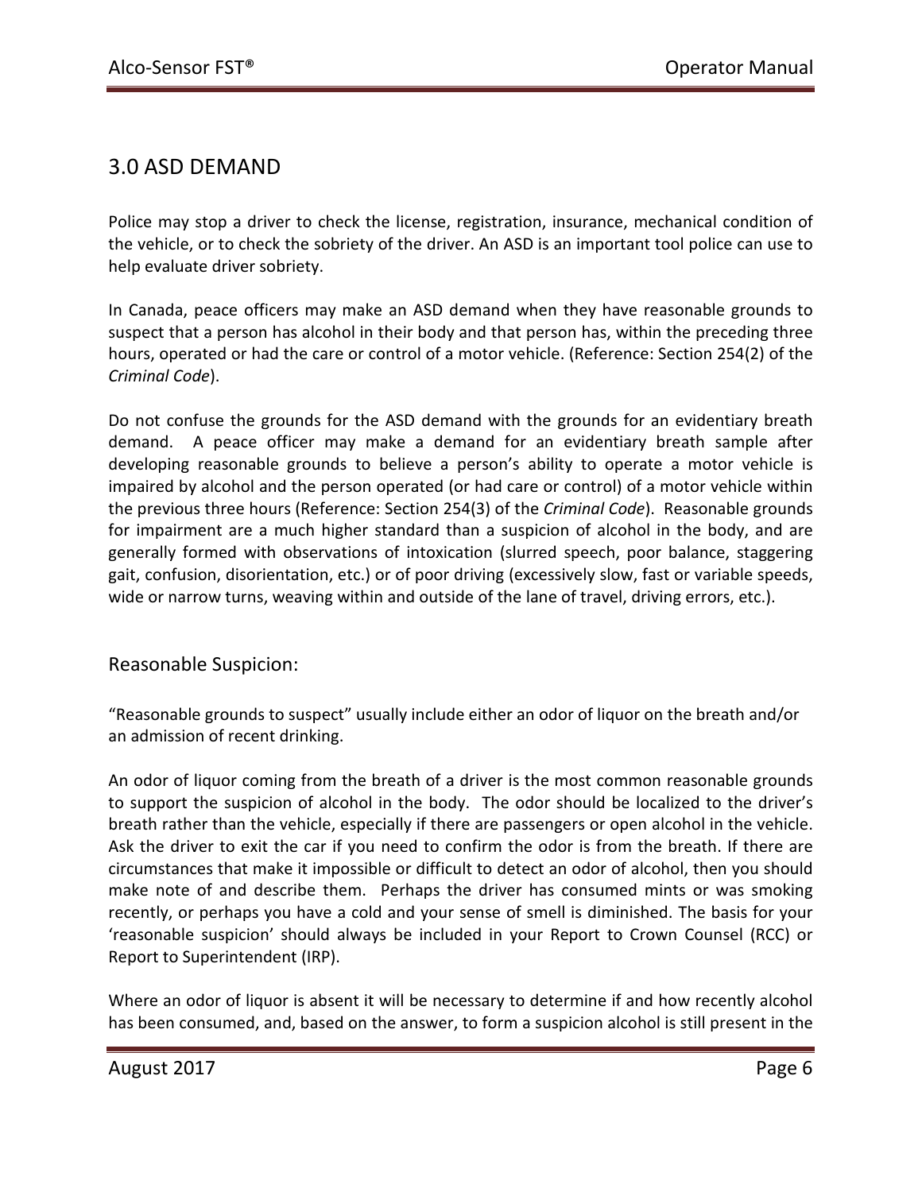## 3.0 ASD DEMAND

Police may stop a driver to check the license, registration, insurance, mechanical condition of the vehicle, or to check the sobriety of the driver. An ASD is an important tool police can use to help evaluate driver sobriety.

In Canada, peace officers may make an ASD demand when they have reasonable grounds to suspect that a person has alcohol in their body and that person has, within the preceding three hours, operated or had the care or control of a motor vehicle. (Reference: Section 254(2) of the *Criminal Code*).

Do not confuse the grounds for the ASD demand with the grounds for an evidentiary breath demand. A peace officer may make a demand for an evidentiary breath sample after developing reasonable grounds to believe a person's ability to operate a motor vehicle is impaired by alcohol and the person operated (or had care or control) of a motor vehicle within the previous three hours (Reference: Section 254(3) of the *Criminal Code*). Reasonable grounds for impairment are a much higher standard than a suspicion of alcohol in the body, and are generally formed with observations of intoxication (slurred speech, poor balance, staggering gait, confusion, disorientation, etc.) or of poor driving (excessively slow, fast or variable speeds, wide or narrow turns, weaving within and outside of the lane of travel, driving errors, etc.).

### Reasonable Suspicion:

"Reasonable grounds to suspect" usually include either an odor of liquor on the breath and/or an admission of recent drinking.

An odor of liquor coming from the breath of a driver is the most common reasonable grounds to support the suspicion of alcohol in the body. The odor should be localized to the driver's breath rather than the vehicle, especially if there are passengers or open alcohol in the vehicle. Ask the driver to exit the car if you need to confirm the odor is from the breath. If there are circumstances that make it impossible or difficult to detect an odor of alcohol, then you should make note of and describe them. Perhaps the driver has consumed mints or was smoking recently, or perhaps you have a cold and your sense of smell is diminished. The basis for your 'reasonable suspicion' should always be included in your Report to Crown Counsel (RCC) or Report to Superintendent (IRP).

Where an odor of liquor is absent it will be necessary to determine if and how recently alcohol has been consumed, and, based on the answer, to form a suspicion alcohol is still present in the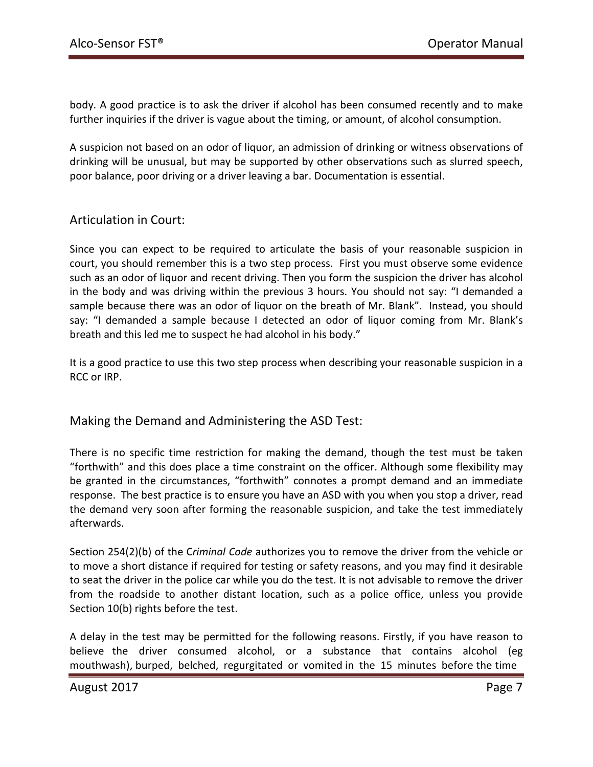body. A good practice is to ask the driver if alcohol has been consumed recently and to make further inquiries if the driver is vague about the timing, or amount, of alcohol consumption.

A suspicion not based on an odor of liquor, an admission of drinking or witness observations of drinking will be unusual, but may be supported by other observations such as slurred speech, poor balance, poor driving or a driver leaving a bar. Documentation is essential.

## Articulation in Court:

Since you can expect to be required to articulate the basis of your reasonable suspicion in court, you should remember this is a two step process. First you must observe some evidence such as an odor of liquor and recent driving. Then you form the suspicion the driver has alcohol in the body and was driving within the previous 3 hours. You should not say: “I demanded a sample because there was an odor of liquor on the breath of Mr. Blank”. Instead, you should say: “I demanded a sample because I detected an odor of liquor coming from Mr. Blank’s breath and this led me to suspect he had alcohol in his body.”

It is a good practice to use this two step process when describing your reasonable suspicion in a RCC or IRP.

## Making the Demand and Administering the ASD Test:

There is no specific time restriction for making the demand, though the test must be taken “forthwith” and this does place a time constraint on the officer. Although some flexibility may be granted in the circumstances, “forthwith” connotes a prompt demand and an immediate response. The best practice is to ensure you have an ASD with you when you stop a driver, read the demand very soon after forming the reasonable suspicion, and take the test immediately afterwards.

Section 254(2)(b) of the C*riminal Code* authorizes you to remove the driver from the vehicle or to move a short distance if required for testing or safety reasons, and you may find it desirable to seat the driver in the police car while you do the test. It is not advisable to remove the driver from the roadside to another distant location, such as a police office, unless you provide Section 10(b) rights before the test.

A delay in the test may be permitted for the following reasons. Firstly, if you have reason to believe the driver consumed alcohol, or a substance that contains alcohol (eg mouthwash), burped, belched, regurgitated or vomited in the 15 minutes before the time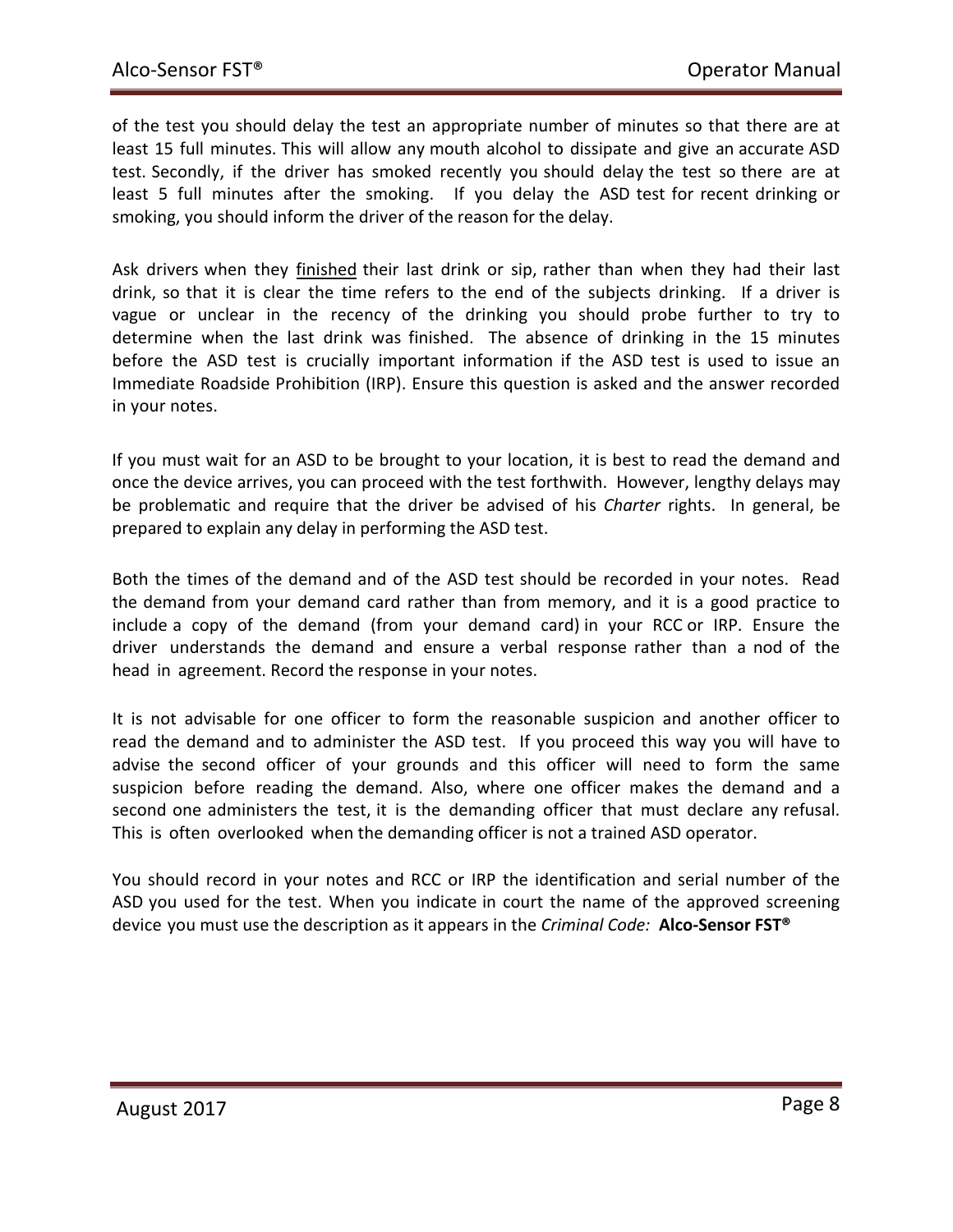of the test you should delay the test an appropriate number of minutes so that there are at least 15 full minutes. This will allow any mouth alcohol to dissipate and give an accurate ASD test. Secondly, if the driver has smoked recently you should delay the test so there are at least 5 full minutes after the smoking. If you delay the ASD test for recent drinking or smoking, you should inform the driver of the reason for the delay.

Ask drivers when they <u>finished</u> their last drink or sip, rather than when they had their last drink, so that it is clear the time refers to the end of the subjects drinking. If a driver is vague or unclear in the recency of the drinking you should probe further to try to determine when the last drink was finished. The absence of drinking in the 15 minutes before the ASD test is crucially important information if the ASD test is used to issue an Immediate Roadside Prohibition (IRP). Ensure this question is asked and the answer recorded in your notes.

If you must wait for an ASD to be brought to your location, it is best to read the demand and once the device arrives, you can proceed with the test forthwith. However, lengthy delays may be problematic and require that the driver be advised of his *Charter* rights. In general, be prepared to explain any delay in performing the ASD test.

Both the times of the demand and of the ASD test should be recorded in your notes. Read the demand from your demand card rather than from memory, and it is a good practice to include a copy of the demand (from your demand card) in your RCC or IRP. Ensure the driver understands the demand and ensure a verbal response rather than a nod of the head in agreement. Record the response in your notes.

It is not advisable for one officer to form the reasonable suspicion and another officer to read the demand and to administer the ASD test. If you proceed this way you will have to advise the second officer of your grounds and this officer will need to form the same suspicion before reading the demand. Also, where one officer makes the demand and a second one administers the test, it is the demanding officer that must declare any refusal. This is often overlooked when the demanding officer is not a trained ASD operator.

You should record in your notes and RCC or IRP the identification and serial number of the ASD you used for the test. When you indicate in court the name of the approved screening device you must use the description as it appears in the *Criminal Code:* **Alco-Sensor FST®**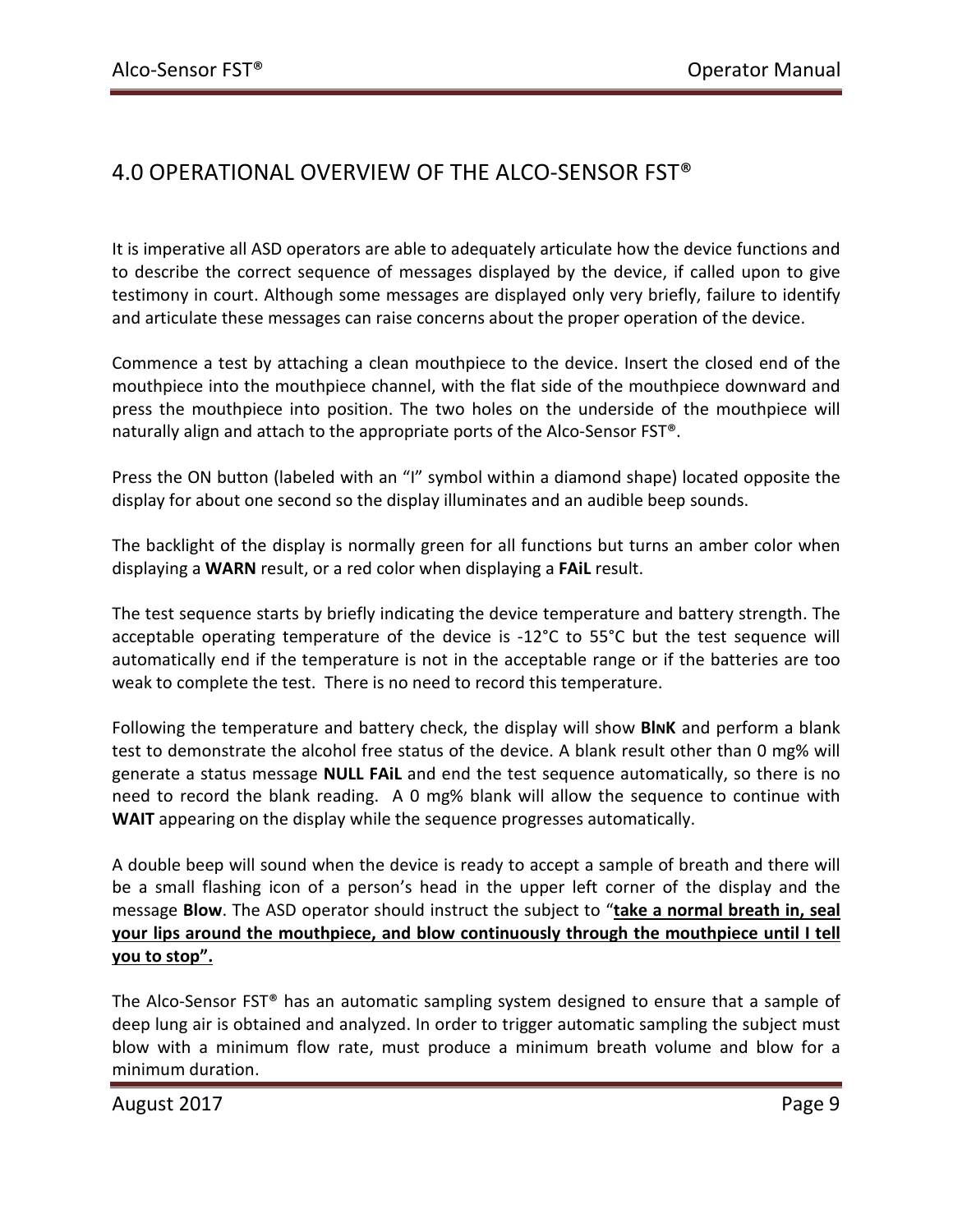# 4.0 OPERATIONAL OVERVIEW OF THE ALCO-SENSOR FST®

It is imperative all ASD operators are able to adequately articulate how the device functions and to describe the correct sequence of messages displayed by the device, if called upon to give testimony in court. Although some messages are displayed only very briefly, failure to identify and articulate these messages can raise concerns about the proper operation of the device.

Commence a test by attaching a clean mouthpiece to the device. Insert the closed end of the mouthpiece into the mouthpiece channel, with the flat side of the mouthpiece downward and press the mouthpiece into position. The two holes on the underside of the mouthpiece will naturally align and attach to the appropriate ports of the Alco-Sensor FST®.

Press the ON button (labeled with an "I" symbol within a diamond shape) located opposite the display for about one second so the display illuminates and an audible beep sounds.

The backlight of the display is normally green for all functions but turns an amber color when displaying a **WARN** result, or a red color when displaying a **FAiL** result.

The test sequence starts by briefly indicating the device temperature and battery strength. The acceptable operating temperature of the device is -12°C to 55°C but the test sequence will automatically end if the temperature is not in the acceptable range or if the batteries are too weak to complete the test. There is no need to record this temperature.

Following the temperature and battery check, the display will show **BlNK** and perform a blank test to demonstrate the alcohol free status of the device. A blank result other than 0 mg% will generate a status message **NULL FAiL** and end the test sequence automatically, so there is no need to record the blank reading. A 0 mg% blank will allow the sequence to continue with **WAIT** appearing on the display while the sequence progresses automatically.

A double beep will sound when the device is ready to accept a sample of breath and there will be a small flashing icon of a person's head in the upper left corner of the display and the message **Blow**. The ASD operator should instruct the subject to "**<u>take a normal breath in, seal your lips around the mouthpiece, and blow continuously through the mouthpiece until I tell you to stop".</u>**

The Alco-Sensor FST® has an automatic sampling system designed to ensure that a sample of deep lung air is obtained and analyzed. In order to trigger automatic sampling the subject must blow with a minimum flow rate, must produce a minimum breath volume and blow for a minimum duration.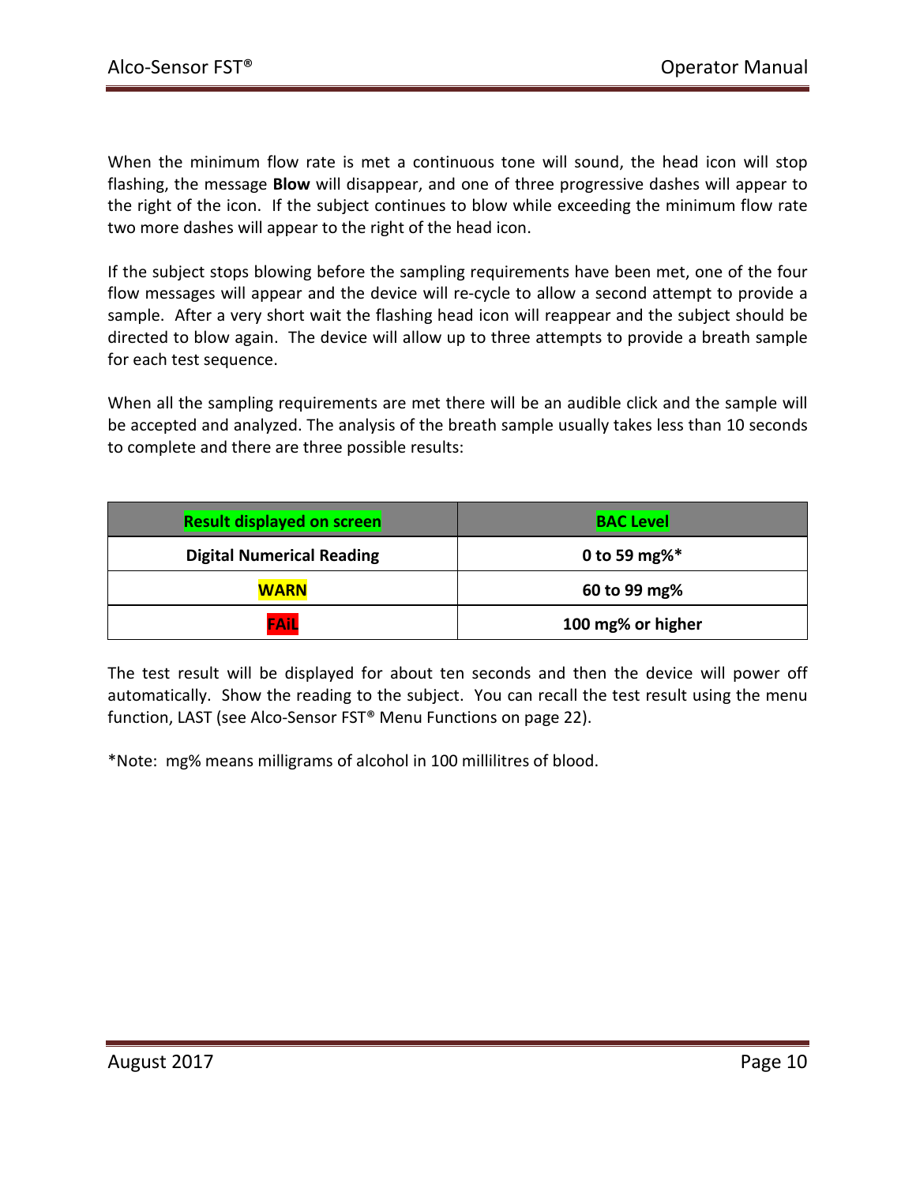When the minimum flow rate is met a continuous tone will sound, the head icon will stop flashing, the message **Blow** will disappear, and one of three progressive dashes will appear to the right of the icon. If the subject continues to blow while exceeding the minimum flow rate two more dashes will appear to the right of the head icon.

If the subject stops blowing before the sampling requirements have been met, one of the four flow messages will appear and the device will re-cycle to allow a second attempt to provide a sample. After a very short wait the flashing head icon will reappear and the subject should be directed to blow again. The device will allow up to three attempts to provide a breath sample for each test sequence.

When all the sampling requirements are met there will be an audible click and the sample will be accepted and analyzed. The analysis of the breath sample usually takes less than 10 seconds to complete and there are three possible results:

| Result displayed on screen | BAC Level |
| --- | --- |
| **Digital Numerical Reading** | **0 to 59 mg%*** |
| **WARN** | **60 to 99 mg%** |
| **FAiL** | **100 mg% or higher** |

The test result will be displayed for about ten seconds and then the device will power off automatically. Show the reading to the subject. You can recall the test result using the menu function, LAST (see Alco-Sensor FST® Menu Functions on page 22).

*Note: mg% means milligrams of alcohol in 100 millilitres of blood.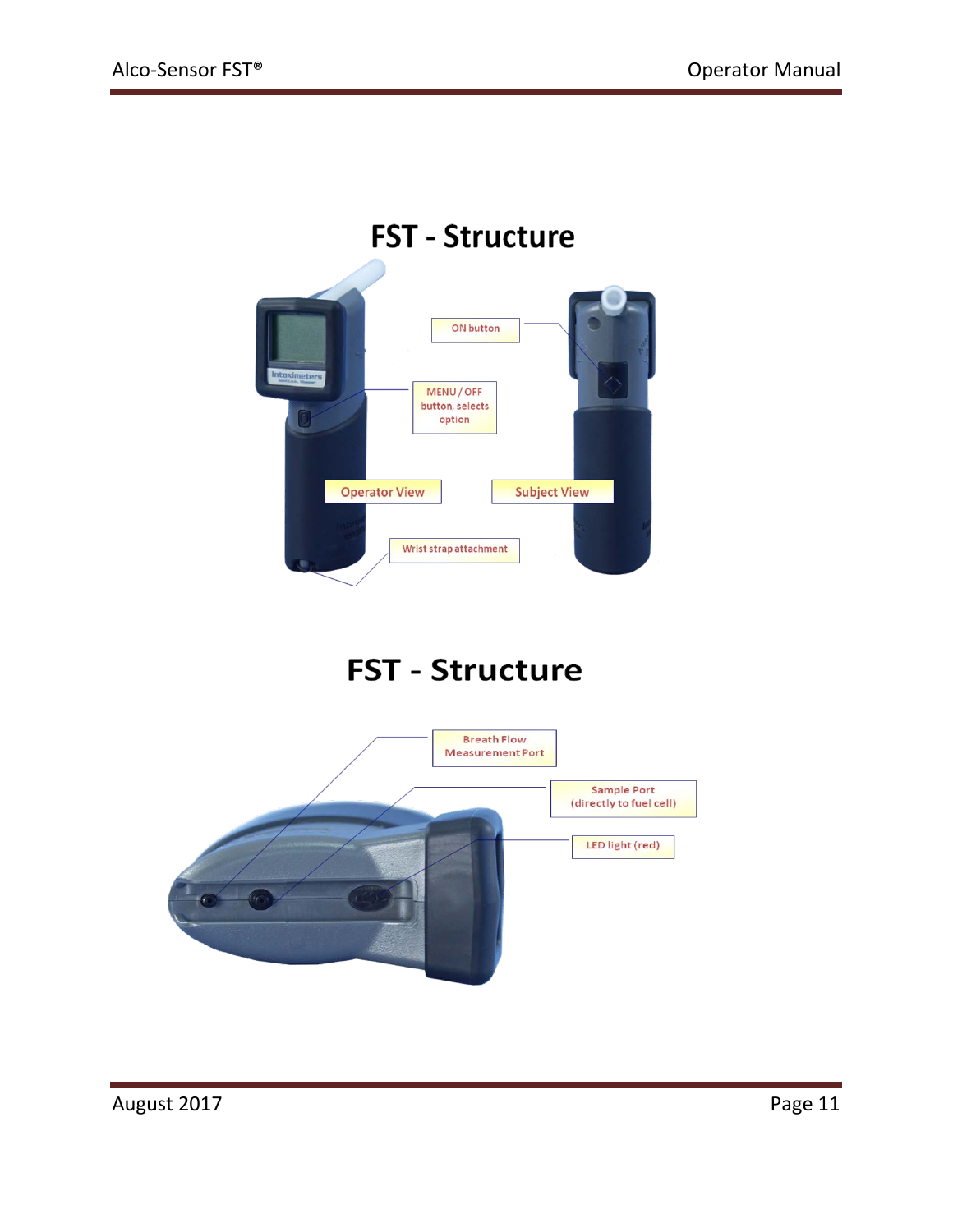# FST - Structure

ON button

MENU / OFF button, selects option

Operator View

Subject View

Wrist strap attachment

# FST - Structure

Breath Flow Measurement Port

Sample Port (directly to fuel cell)

LED light (red)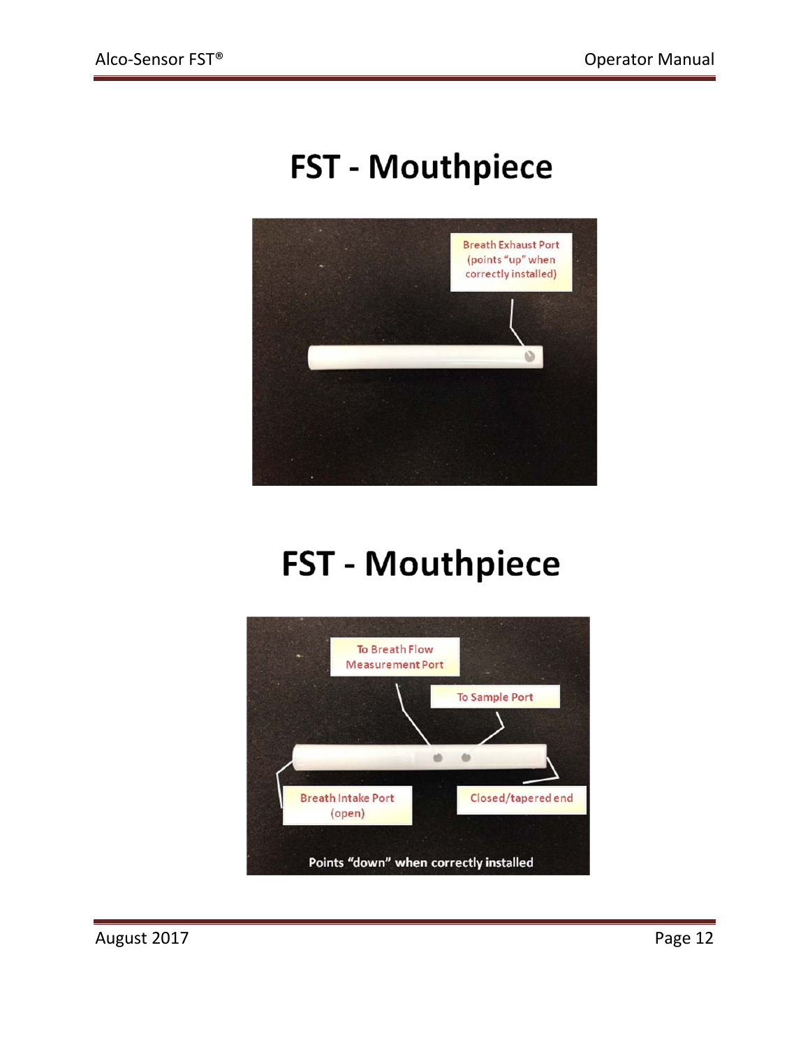# FST - Mouthpiece

Breath Exhaust Port (points "up" when correctly installed)

# FST - Mouthpiece

To Breath Flow Measurement Port

To Sample Port

Breath Intake Port (open)

Closed/tapered end

Points "down" when correctly installed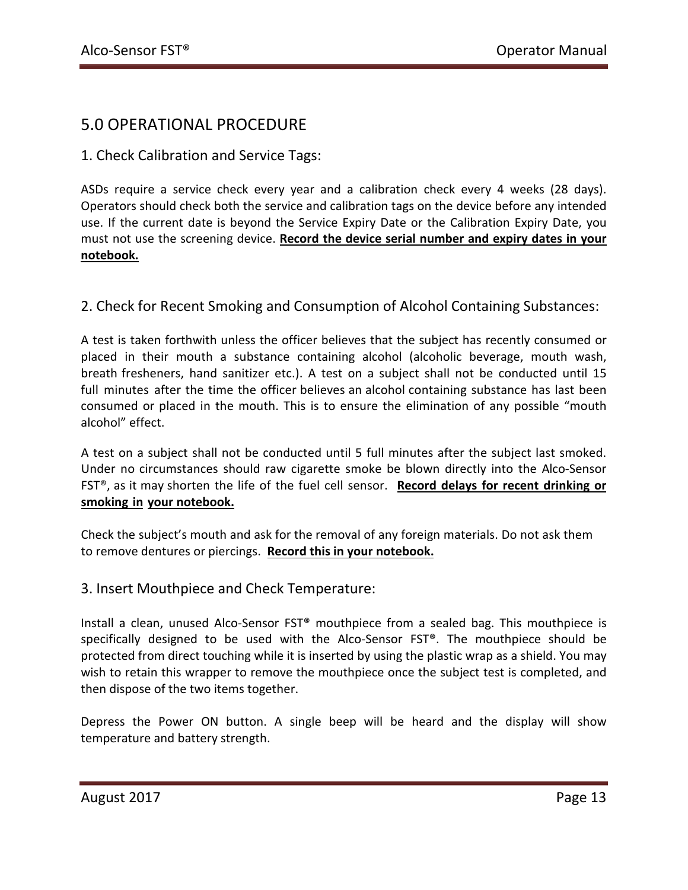# 5.0 OPERATIONAL PROCEDURE

## 1. Check Calibration and Service Tags:

ASDs require a service check every year and a calibration check every 4 weeks (28 days). Operators should check both the service and calibration tags on the device before any intended use. If the current date is beyond the Service Expiry Date or the Calibration Expiry Date, you must not use the screening device. **<u>Record the device serial number and expiry dates in your notebook.</u>**

## 2. Check for Recent Smoking and Consumption of Alcohol Containing Substances:

A test is taken forthwith unless the officer believes that the subject has recently consumed or placed in their mouth a substance containing alcohol (alcoholic beverage, mouth wash, breath fresheners, hand sanitizer etc.). A test on a subject shall not be conducted until 15 full minutes after the time the officer believes an alcohol containing substance has last been consumed or placed in the mouth. This is to ensure the elimination of any possible "mouth alcohol" effect.

A test on a subject shall not be conducted until 5 full minutes after the subject last smoked. Under no circumstances should raw cigarette smoke be blown directly into the Alco-Sensor FST®, as it may shorten the life of the fuel cell sensor. **<u>Record delays for recent drinking or smoking in your notebook.</u>**

Check the subject's mouth and ask for the removal of any foreign materials. Do not ask them to remove dentures or piercings. **<u>Record this in your notebook.</u>**

## 3. Insert Mouthpiece and Check Temperature:

Install a clean, unused Alco-Sensor FST® mouthpiece from a sealed bag. This mouthpiece is specifically designed to be used with the Alco-Sensor FST®. The mouthpiece should be protected from direct touching while it is inserted by using the plastic wrap as a shield. You may wish to retain this wrapper to remove the mouthpiece once the subject test is completed, and then dispose of the two items together.

Depress the Power ON button. A single beep will be heard and the display will show temperature and battery strength.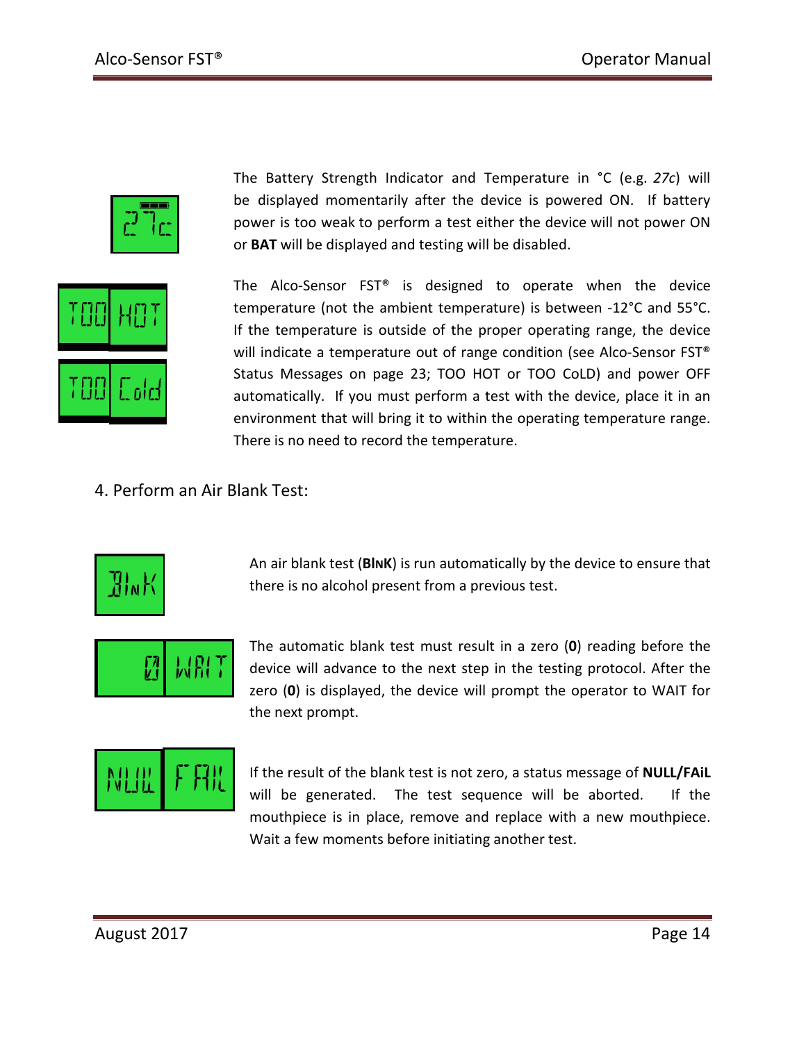The Battery Strength Indicator and Temperature in °C (e.g. *27c*) will be displayed momentarily after the device is powered ON. If battery power is too weak to perform a test either the device will not power ON or **BAT** will be displayed and testing will be disabled.

The Alco-Sensor FST® is designed to operate when the device temperature (not the ambient temperature) is between -12°C and 55°C. If the temperature is outside of the proper operating range, the device will indicate a temperature out of range condition (see Alco-Sensor FST® Status Messages on page 23; TOO HOT or TOO CoLD) and power OFF automatically. If you must perform a test with the device, place it in an environment that will bring it to within the operating temperature range. There is no need to record the temperature.

## 4. Perform an Air Blank Test:

An air blank test (**BlNK**) is run automatically by the device to ensure that there is no alcohol present from a previous test.

The automatic blank test must result in a zero (**0**) reading before the device will advance to the next step in the testing protocol. After the zero (**0**) is displayed, the device will prompt the operator to WAIT for the next prompt.

If the result of the blank test is not zero, a status message of **NULL/FAiL** will be generated. The test sequence will be aborted. If the mouthpiece is in place, remove and replace with a new mouthpiece. Wait a few moments before initiating another test.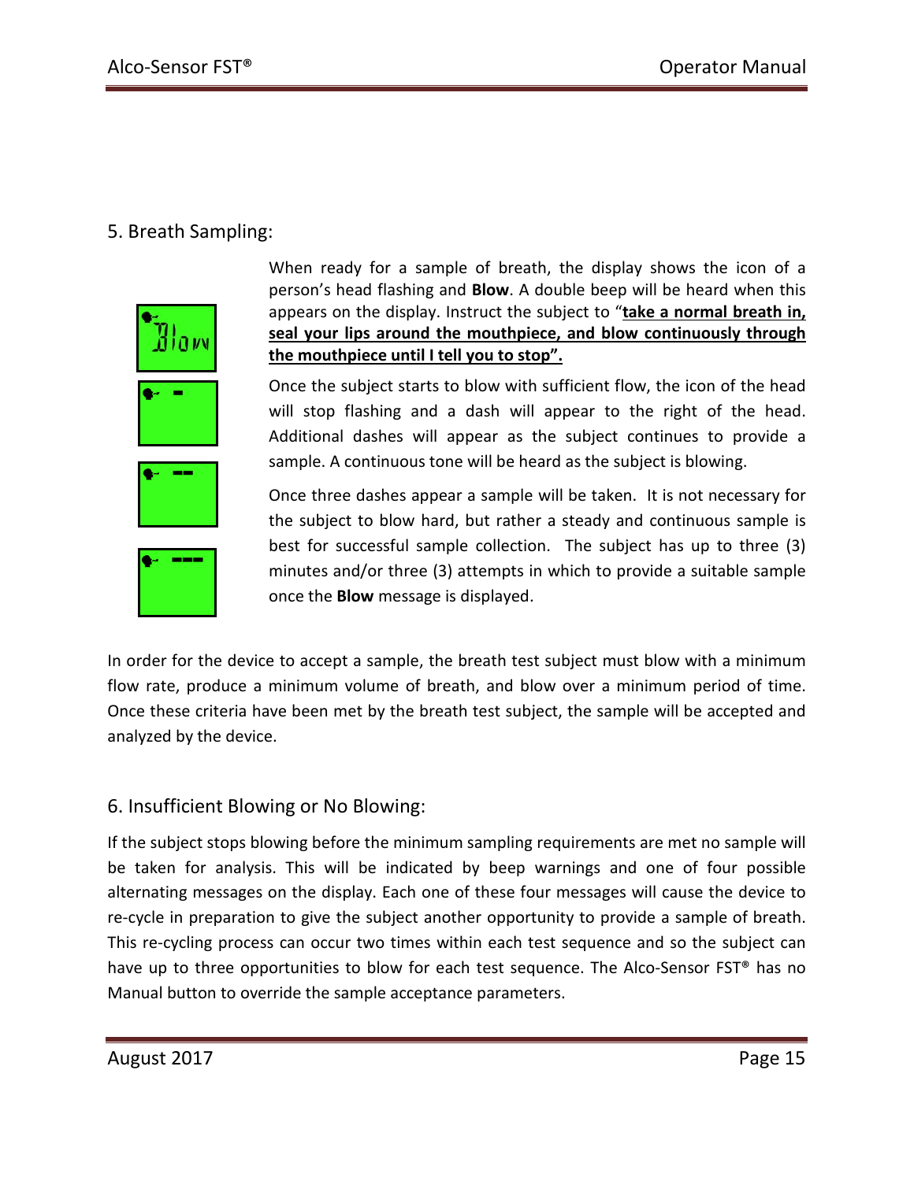## 5. Breath Sampling:

When ready for a sample of breath, the display shows the icon of a person's head flashing and **Blow**. A double beep will be heard when this appears on the display. Instruct the subject to "**take a normal breath in, seal your lips around the mouthpiece, and blow continuously through the mouthpiece until I tell you to stop".**

Once the subject starts to blow with sufficient flow, the icon of the head will stop flashing and a dash will appear to the right of the head. Additional dashes will appear as the subject continues to provide a sample. A continuous tone will be heard as the subject is blowing.

Once three dashes appear a sample will be taken. It is not necessary for the subject to blow hard, but rather a steady and continuous sample is best for successful sample collection. The subject has up to three (3) minutes and/or three (3) attempts in which to provide a suitable sample once the **Blow** message is displayed.

In order for the device to accept a sample, the breath test subject must blow with a minimum flow rate, produce a minimum volume of breath, and blow over a minimum period of time. Once these criteria have been met by the breath test subject, the sample will be accepted and analyzed by the device.

## 6. Insufficient Blowing or No Blowing:

If the subject stops blowing before the minimum sampling requirements are met no sample will be taken for analysis. This will be indicated by beep warnings and one of four possible alternating messages on the display. Each one of these four messages will cause the device to re-cycle in preparation to give the subject another opportunity to provide a sample of breath. This re-cycling process can occur two times within each test sequence and so the subject can have up to three opportunities to blow for each test sequence. The Alco-Sensor FST® has no Manual button to override the sample acceptance parameters.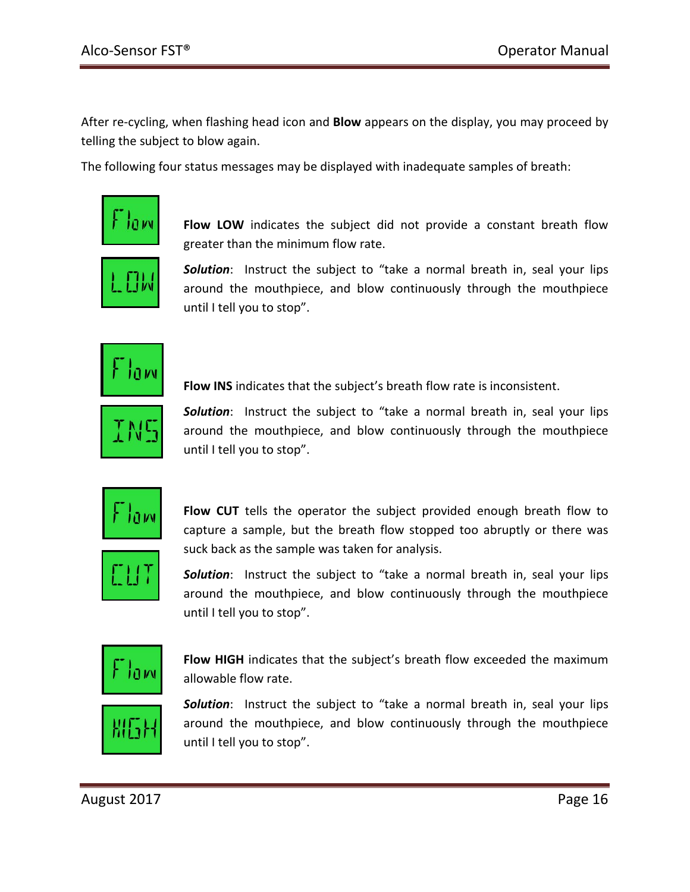After re-cycling, when flashing head icon and **Blow** appears on the display, you may proceed by telling the subject to blow again.

The following four status messages may be displayed with inadequate samples of breath:

**Flow LOW** indicates the subject did not provide a constant breath flow greater than the minimum flow rate.

***Solution***: Instruct the subject to “take a normal breath in, seal your lips around the mouthpiece, and blow continuously through the mouthpiece until I tell you to stop”.

**Flow INS** indicates that the subject’s breath flow rate is inconsistent.

***Solution***: Instruct the subject to “take a normal breath in, seal your lips around the mouthpiece, and blow continuously through the mouthpiece until I tell you to stop”.

**Flow CUT** tells the operator the subject provided enough breath flow to capture a sample, but the breath flow stopped too abruptly or there was suck back as the sample was taken for analysis.

***Solution***: Instruct the subject to “take a normal breath in, seal your lips around the mouthpiece, and blow continuously through the mouthpiece until I tell you to stop”.

**Flow HIGH** indicates that the subject’s breath flow exceeded the maximum allowable flow rate.

***Solution***: Instruct the subject to “take a normal breath in, seal your lips around the mouthpiece, and blow continuously through the mouthpiece until I tell you to stop”.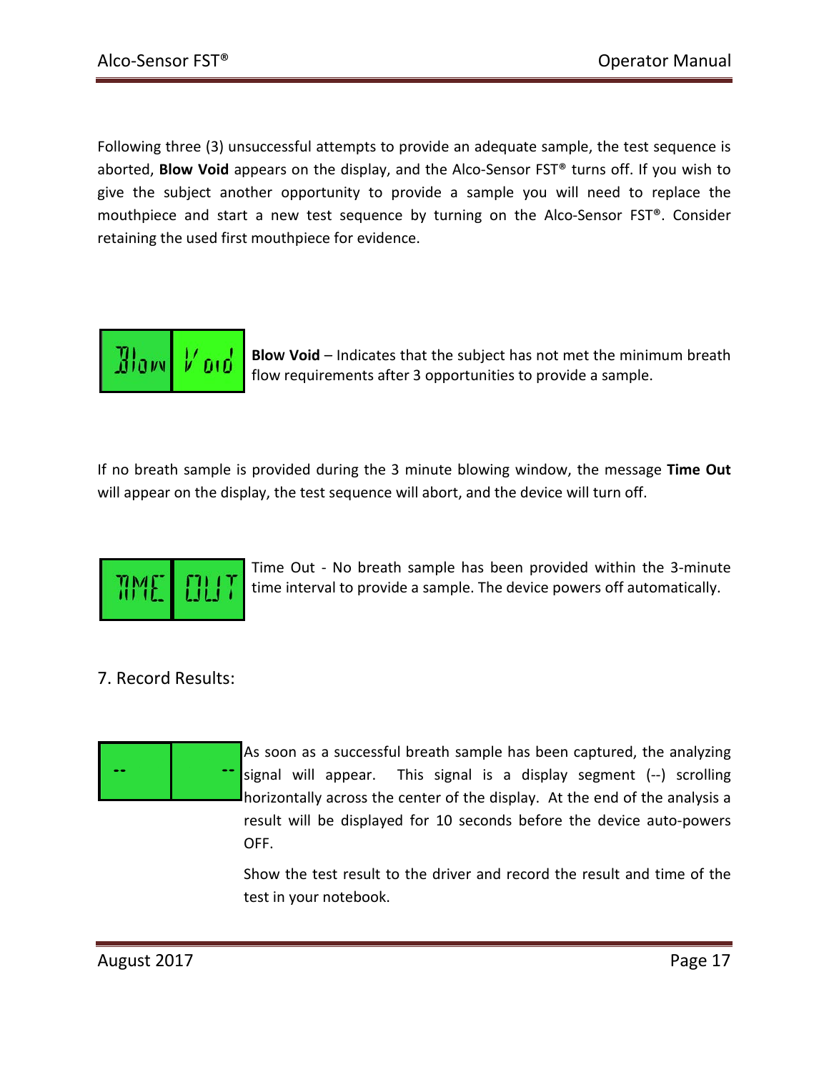Following three (3) unsuccessful attempts to provide an adequate sample, the test sequence is aborted, **Blow Void** appears on the display, and the Alco-Sensor FST® turns off. If you wish to give the subject another opportunity to provide a sample you will need to replace the mouthpiece and start a new test sequence by turning on the Alco-Sensor FST®. Consider retaining the used first mouthpiece for evidence.

**Blow Void** – Indicates that the subject has not met the minimum breath flow requirements after 3 opportunities to provide a sample.

If no breath sample is provided during the 3 minute blowing window, the message **Time Out** will appear on the display, the test sequence will abort, and the device will turn off.

Time Out - No breath sample has been provided within the 3-minute time interval to provide a sample. The device powers off automatically.

## 7. Record Results:

As soon as a successful breath sample has been captured, the analyzing signal will appear. This signal is a display segment (--) scrolling horizontally across the center of the display. At the end of the analysis a result will be displayed for 10 seconds before the device auto-powers OFF.

Show the test result to the driver and record the result and time of the test in your notebook.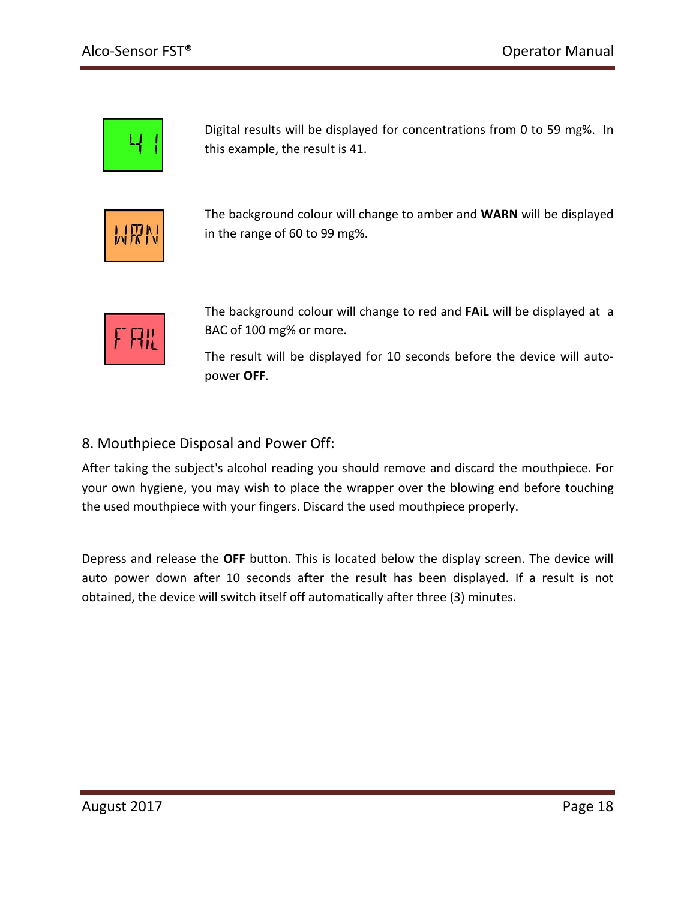Digital results will be displayed for concentrations from 0 to 59 mg%. In this example, the result is 41.

The background colour will change to amber and **WARN** will be displayed in the range of 60 to 99 mg%.

The background colour will change to red and **FAiL** will be displayed at a BAC of 100 mg% or more.

The result will be displayed for 10 seconds before the device will auto-power **OFF**.

## 8. Mouthpiece Disposal and Power Off:

After taking the subject's alcohol reading you should remove and discard the mouthpiece. For your own hygiene, you may wish to place the wrapper over the blowing end before touching the used mouthpiece with your fingers. Discard the used mouthpiece properly.

Depress and release the **OFF** button. This is located below the display screen. The device will auto power down after 10 seconds after the result has been displayed. If a result is not obtained, the device will switch itself off automatically after three (3) minutes.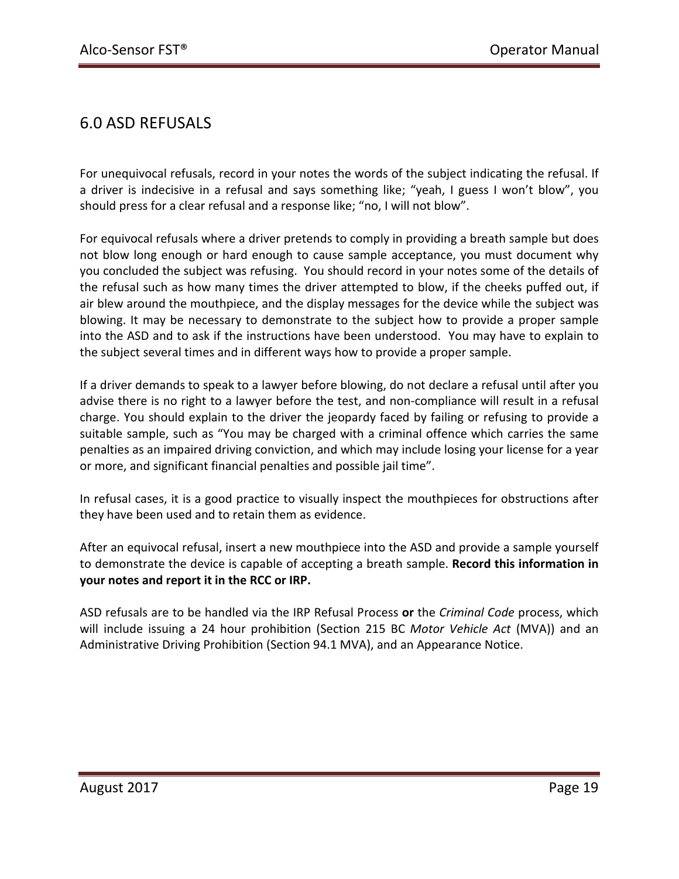# 6.0 ASD REFUSALS

For unequivocal refusals, record in your notes the words of the subject indicating the refusal. If a driver is indecisive in a refusal and says something like; “yeah, I guess I won’t blow”, you should press for a clear refusal and a response like; “no, I will not blow”.

For equivocal refusals where a driver pretends to comply in providing a breath sample but does not blow long enough or hard enough to cause sample acceptance, you must document why you concluded the subject was refusing. You should record in your notes some of the details of the refusal such as how many times the driver attempted to blow, if the cheeks puffed out, if air blew around the mouthpiece, and the display messages for the device while the subject was blowing. It may be necessary to demonstrate to the subject how to provide a proper sample into the ASD and to ask if the instructions have been understood. You may have to explain to the subject several times and in different ways how to provide a proper sample.

If a driver demands to speak to a lawyer before blowing, do not declare a refusal until after you advise there is no right to a lawyer before the test, and non-compliance will result in a refusal charge. You should explain to the driver the jeopardy faced by failing or refusing to provide a suitable sample, such as “You may be charged with a criminal offence which carries the same penalties as an impaired driving conviction, and which may include losing your license for a year or more, and significant financial penalties and possible jail time”.

In refusal cases, it is a good practice to visually inspect the mouthpieces for obstructions after they have been used and to retain them as evidence.

After an equivocal refusal, insert a new mouthpiece into the ASD and provide a sample yourself to demonstrate the device is capable of accepting a breath sample. **Record this information in your notes and report it in the RCC or IRP.**

ASD refusals are to be handled via the IRP Refusal Process **or** the *Criminal Code* process, which will include issuing a 24 hour prohibition (Section 215 BC *Motor Vehicle Act* (MVA)) and an Administrative Driving Prohibition (Section 94.1 MVA), and an Appearance Notice.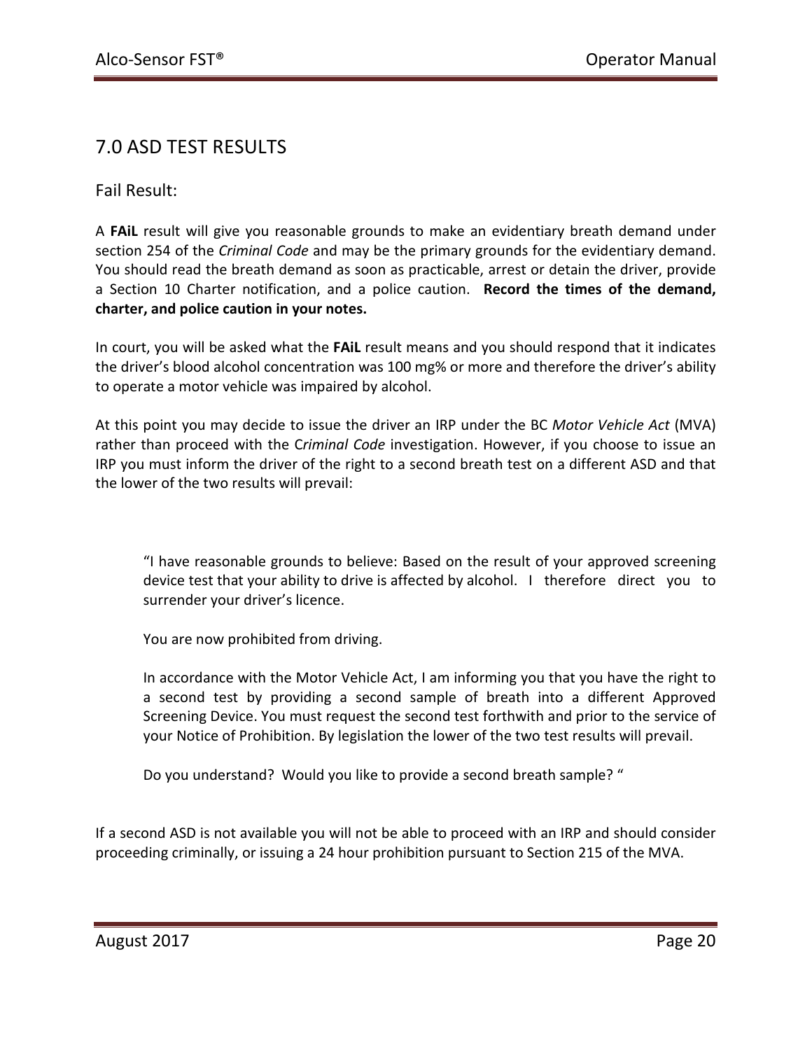## 7.0 ASD TEST RESULTS

### Fail Result:

A **FAiL** result will give you reasonable grounds to make an evidentiary breath demand under section 254 of the *Criminal Code* and may be the primary grounds for the evidentiary demand. You should read the breath demand as soon as practicable, arrest or detain the driver, provide a Section 10 Charter notification, and a police caution. **Record the times of the demand, charter, and police caution in your notes.**

In court, you will be asked what the **FAiL** result means and you should respond that it indicates the driver's blood alcohol concentration was 100 mg% or more and therefore the driver's ability to operate a motor vehicle was impaired by alcohol.

At this point you may decide to issue the driver an IRP under the BC *Motor Vehicle Act* (MVA) rather than proceed with the C*riminal Code* investigation. However, if you choose to issue an IRP you must inform the driver of the right to a second breath test on a different ASD and that the lower of the two results will prevail:

> "I have reasonable grounds to believe: Based on the result of your approved screening device test that your ability to drive is affected by alcohol. I therefore direct you to surrender your driver's licence.
>
> You are now prohibited from driving.
>
> In accordance with the Motor Vehicle Act, I am informing you that you have the right to a second test by providing a second sample of breath into a different Approved Screening Device. You must request the second test forthwith and prior to the service of your Notice of Prohibition. By legislation the lower of the two test results will prevail.
>
> Do you understand? Would you like to provide a second breath sample? "

If a second ASD is not available you will not be able to proceed with an IRP and should consider proceeding criminally, or issuing a 24 hour prohibition pursuant to Section 215 of the MVA.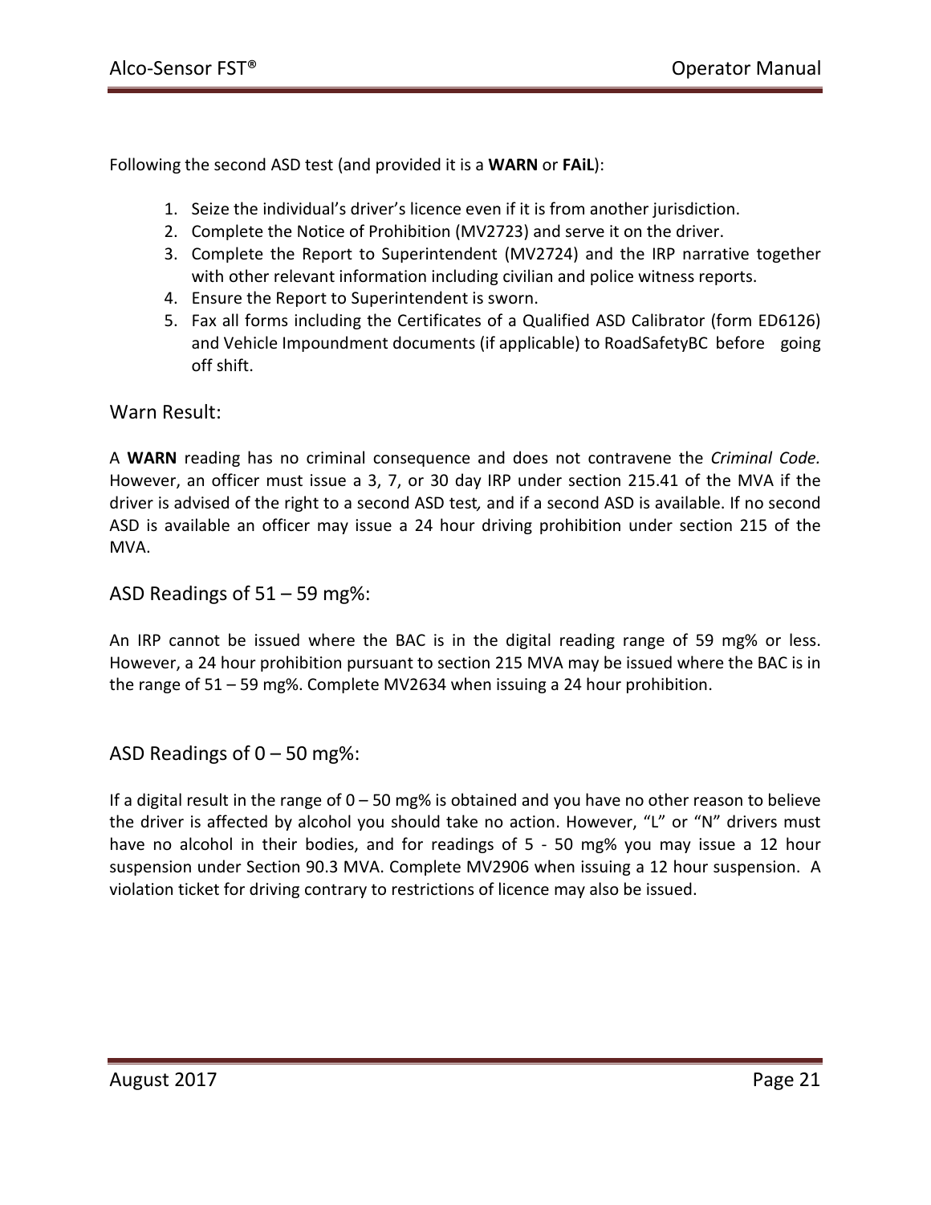Following the second ASD test (and provided it is a **WARN** or **FAiL**):

1. Seize the individual's driver's licence even if it is from another jurisdiction.
2. Complete the Notice of Prohibition (MV2723) and serve it on the driver.
3. Complete the Report to Superintendent (MV2724) and the IRP narrative together with other relevant information including civilian and police witness reports.
4. Ensure the Report to Superintendent is sworn.
5. Fax all forms including the Certificates of a Qualified ASD Calibrator (form ED6126) and Vehicle Impoundment documents (if applicable) to RoadSafetyBC before going off shift.

## Warn Result:

A **WARN** reading has no criminal consequence and does not contravene the *Criminal Code.* However, an officer must issue a 3, 7, or 30 day IRP under section 215.41 of the MVA if the driver is advised of the right to a second ASD test*,* and if a second ASD is available. If no second ASD is available an officer may issue a 24 hour driving prohibition under section 215 of the MVA.

## ASD Readings of 51 – 59 mg%:

An IRP cannot be issued where the BAC is in the digital reading range of 59 mg% or less. However, a 24 hour prohibition pursuant to section 215 MVA may be issued where the BAC is in the range of 51 – 59 mg%. Complete MV2634 when issuing a 24 hour prohibition.

## ASD Readings of 0 – 50 mg%:

If a digital result in the range of 0 – 50 mg% is obtained and you have no other reason to believe the driver is affected by alcohol you should take no action. However, "L" or "N" drivers must have no alcohol in their bodies, and for readings of 5 - 50 mg% you may issue a 12 hour suspension under Section 90.3 MVA. Complete MV2906 when issuing a 12 hour suspension. A violation ticket for driving contrary to restrictions of licence may also be issued.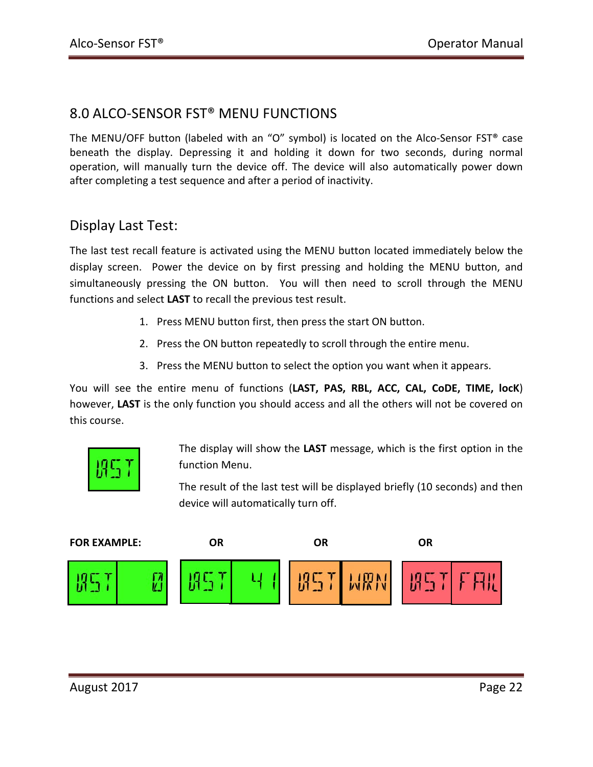## 8.0 ALCO-SENSOR FST® MENU FUNCTIONS

The MENU/OFF button (labeled with an "O" symbol) is located on the Alco-Sensor FST® case beneath the display. Depressing it and holding it down for two seconds, during normal operation, will manually turn the device off. The device will also automatically power down after completing a test sequence and after a period of inactivity.

### Display Last Test:

The last test recall feature is activated using the MENU button located immediately below the display screen. Power the device on by first pressing and holding the MENU button, and simultaneously pressing the ON button. You will then need to scroll through the MENU functions and select **LAST** to recall the previous test result.

1. Press MENU button first, then press the start ON button.
2. Press the ON button repeatedly to scroll through the entire menu.
3. Press the MENU button to select the option you want when it appears.

You will see the entire menu of functions (**LAST, PAS, RBL, ACC, CAL, CoDE, TIME, locK**) however, **LAST** is the only function you should access and all the others will not be covered on this course.

LAST

The display will show the **LAST** message, which is the first option in the function Menu.

The result of the last test will be displayed briefly (10 seconds) and then device will automatically turn off.

**FOR EXAMPLE:** LAST 0 **OR** LAST 41 **OR** LAST WRN **OR** LAST FAIL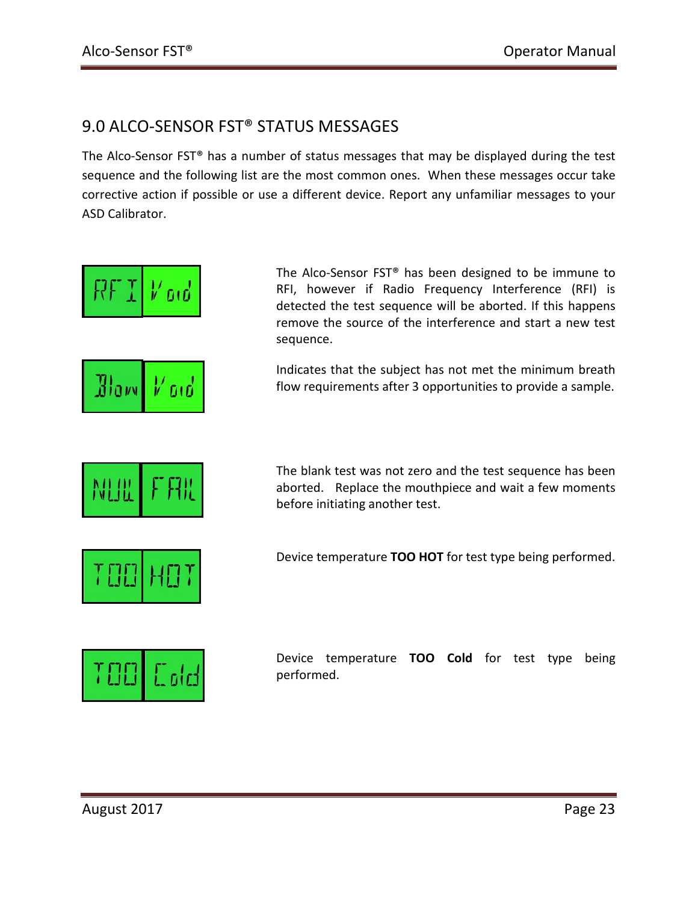## 9.0 ALCO-SENSOR FST® STATUS MESSAGES

The Alco-Sensor FST® has a number of status messages that may be displayed during the test sequence and the following list are the most common ones. When these messages occur take corrective action if possible or use a different device. Report any unfamiliar messages to your ASD Calibrator.

| Display | Description |
|---|---|
| RFI Void | The Alco-Sensor FST® has been designed to be immune to RFI, however if Radio Frequency Interference (RFI) is detected the test sequence will be aborted. If this happens remove the source of the interference and start a new test sequence. |
| Blow Void | Indicates that the subject has not met the minimum breath flow requirements after 3 opportunities to provide a sample. |
| NULL FAIL | The blank test was not zero and the test sequence has been aborted. Replace the mouthpiece and wait a few moments before initiating another test. |
| TOO HOT | Device temperature **TOO HOT** for test type being performed. |
| TOO Cold | Device temperature **TOO Cold** for test type being performed. |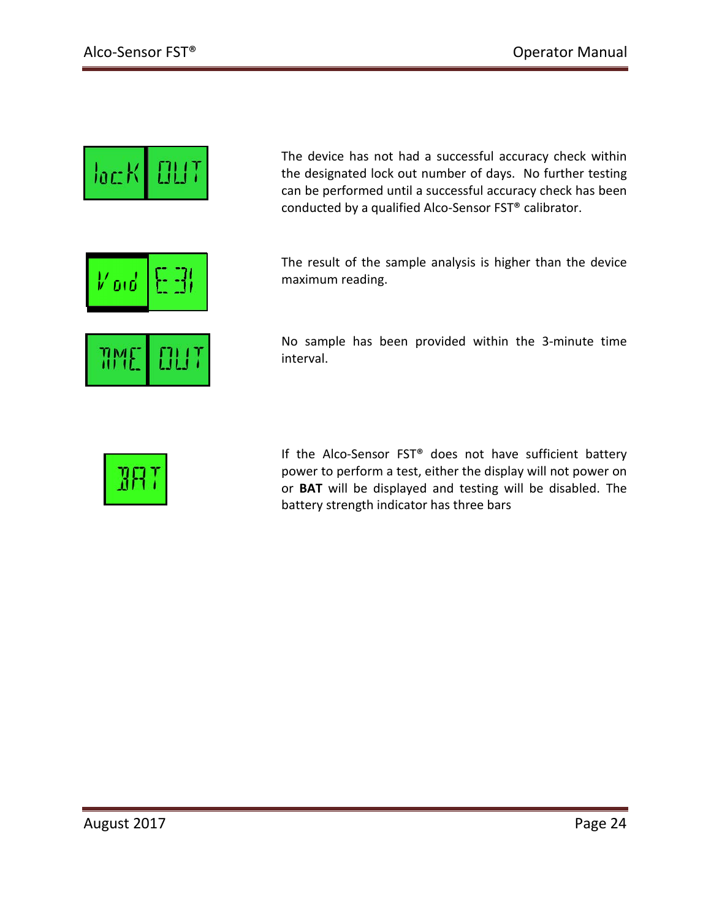| Display | Description |
| --- | --- |
| lock OUT | The device has not had a successful accuracy check within the designated lock out number of days. No further testing can be performed until a successful accuracy check has been conducted by a qualified Alco-Sensor FST® calibrator. |
| Void E 31 | The result of the sample analysis is higher than the device maximum reading. |
| TIME OUT | No sample has been provided within the 3-minute time interval. |
| BAT | If the Alco-Sensor FST® does not have sufficient battery power to perform a test, either the display will not power on or **BAT** will be displayed and testing will be disabled. The battery strength indicator has three bars |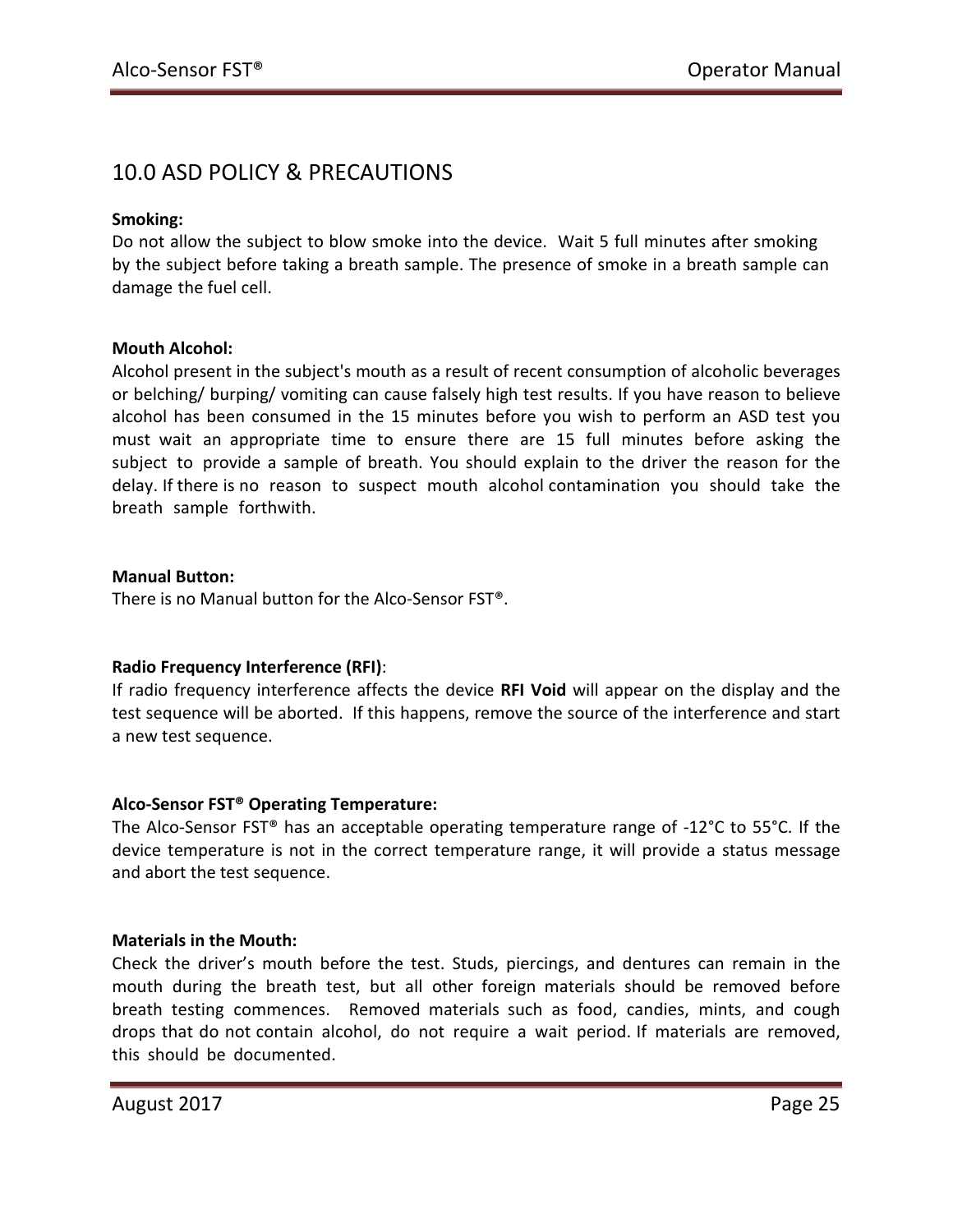## 10.0 ASD POLICY & PRECAUTIONS

**Smoking:**
Do not allow the subject to blow smoke into the device. Wait 5 full minutes after smoking by the subject before taking a breath sample. The presence of smoke in a breath sample can damage the fuel cell.

**Mouth Alcohol:**
Alcohol present in the subject's mouth as a result of recent consumption of alcoholic beverages or belching/ burping/ vomiting can cause falsely high test results. If you have reason to believe alcohol has been consumed in the 15 minutes before you wish to perform an ASD test you must wait an appropriate time to ensure there are 15 full minutes before asking the subject to provide a sample of breath. You should explain to the driver the reason for the delay. If there is no reason to suspect mouth alcohol contamination you should take the breath sample forthwith.

**Manual Button:**
There is no Manual button for the Alco-Sensor FST®.

**Radio Frequency Interference (RFI)**:
If radio frequency interference affects the device **RFI Void** will appear on the display and the test sequence will be aborted. If this happens, remove the source of the interference and start a new test sequence.

**Alco-Sensor FST® Operating Temperature:**
The Alco-Sensor FST® has an acceptable operating temperature range of -12°C to 55°C. If the device temperature is not in the correct temperature range, it will provide a status message and abort the test sequence.

**Materials in the Mouth:**
Check the driver's mouth before the test. Studs, piercings, and dentures can remain in the mouth during the breath test, but all other foreign materials should be removed before breath testing commences. Removed materials such as food, candies, mints, and cough drops that do not contain alcohol, do not require a wait period. If materials are removed, this should be documented.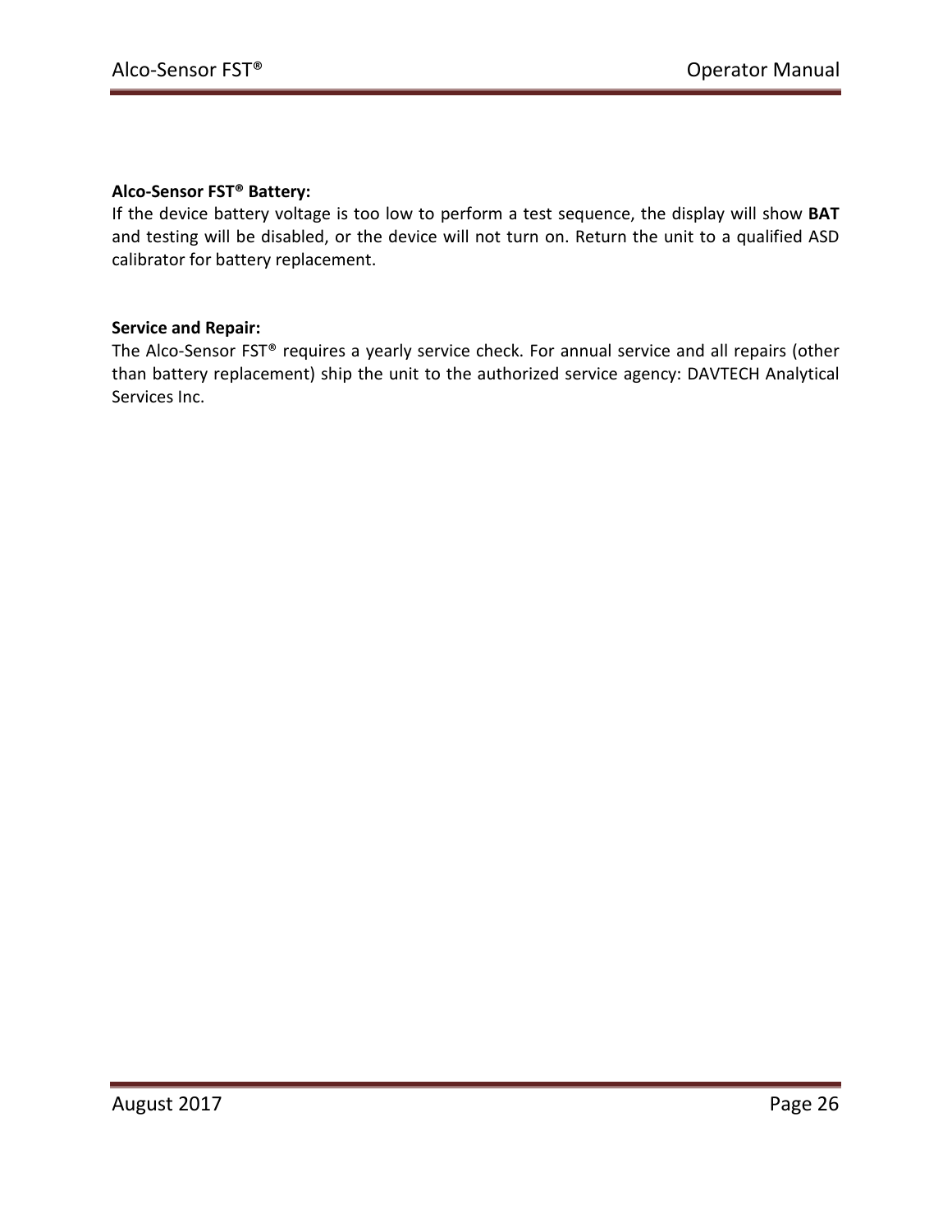**Alco-Sensor FST® Battery:**

If the device battery voltage is too low to perform a test sequence, the display will show **BAT** and testing will be disabled, or the device will not turn on. Return the unit to a qualified ASD calibrator for battery replacement.

**Service and Repair:**

The Alco-Sensor FST® requires a yearly service check. For annual service and all repairs (other than battery replacement) ship the unit to the authorized service agency: DAVTECH Analytical Services Inc.